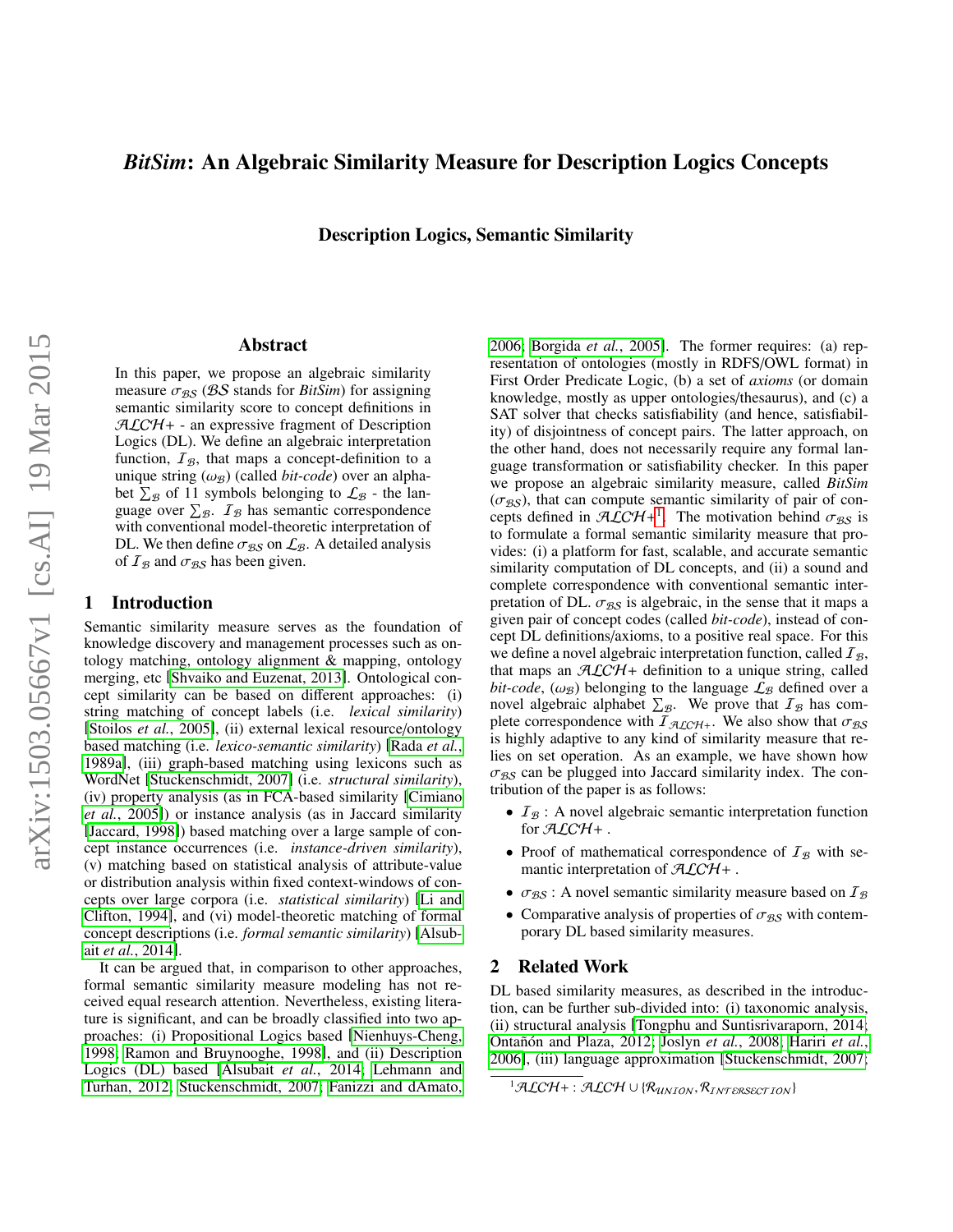# *BitSim*: An Algebraic Similarity Measure for Description Logics Concepts

**Description Logics, Semantic Similarity**

## Abstract

In this paper, we propose an algebraic similarity measure $\sigma_{\mathcal{BS}}$ ($\mathcal{BS}$ stands for *BitSim*) for assigning semantic similarity score to concept definitions in $\mathcal{ALCH}+$ - an expressive fragment of Description Logics (DL). We define an algebraic interpretation function, $\mathcal{I}_{\mathcal{B}}$, that maps a concept-definition to a unique string ($\omega_{\mathcal{B}}$) (called *bit-code*) over an alphabet $\sum_{\mathcal{B}}$ of 11 symbols belonging to $\mathcal{L}_{\mathcal{B}}$ - the language over $\sum_{\mathcal{B}}$. $\mathcal{I}_{\mathcal{B}}$ has semantic correspondence with conventional model-theoretic interpretation of DL. We then define $\sigma_{\mathcal{BS}}$ on $\mathcal{L}_{\mathcal{B}}$. A detailed analysis of $\mathcal{I}_{\mathcal{B}}$ and $\sigma_{\mathcal{BS}}$ has been given.

## 1 Introduction

Semantic similarity measure serves as the foundation of knowledge discovery and management processes such as ontology matching, ontology alignment & mapping, ontology merging, etc [Shvaiko and Euzenat, 2013]. Ontological concept similarity can be based on different approaches: (i) string matching of concept labels (i.e. *lexical similarity*) [Stoilos *et al.*, 2005], (ii) external lexical resource/ontology based matching (i.e. *lexico-semantic similarity*) [Rada *et al.*, 1989a], (iii) graph-based matching using lexicons such as WordNet [Stuckenschmidt, 2007] (i.e. *structural similarity*), (iv) property analysis (as in FCA-based similarity [Cimiano *et al.*, 2005]) or instance analysis (as in Jaccard similarity [Jaccard, 1998]) based matching over a large sample of concept instance occurrences (i.e. *instance-driven similarity*), (v) matching based on statistical analysis of attribute-value or distribution analysis within fixed context-windows of concepts over large corpora (i.e. *statistical similarity*) [Li and Clifton, 1994], and (vi) model-theoretic matching of formal concept descriptions (i.e. *formal semantic similarity*) [Alsubait *et al.*, 2014].

It can be argued that, in comparison to other approaches, formal semantic similarity measure modeling has not received equal research attention. Nevertheless, existing literature is significant, and can be broadly classified into two approaches: (i) Propositional Logics based [Nienhuys-Cheng, 1998; Ramon and Bruynooghe, 1998], and (ii) Description Logics (DL) based [Alsubait *et al.*, 2014; Lehmann and Turhan, 2012; Stuckenschmidt, 2007; Fanizzi and dAmato, 2006; Borgida *et al.*, 2005]. The former requires: (a) representation of ontologies (mostly in RDFS/OWL format) in First Order Predicate Logic, (b) a set of *axioms* (or domain knowledge, mostly as upper ontologies/thesaurus), and (c) a SAT solver that checks satisfiability (and hence, satisfiability) of disjointness of concept pairs. The latter approach, on the other hand, does not necessarily require any formal language transformation or satisfiability checker. In this paper we propose an algebraic similarity measure, called *BitSim* ($\sigma_{\mathcal{BS}}$), that can compute semantic similarity of pair of concepts defined in $\mathcal{ALCH}+$[1]. The motivation behind $\sigma_{\mathcal{BS}}$ is to formulate a formal semantic similarity measure that provides: (i) a platform for fast, scalable, and accurate semantic similarity computation of DL concepts, and (ii) a sound and complete correspondence with conventional semantic interpretation of DL. $\sigma_{\mathcal{BS}}$ is algebraic, in the sense that it maps a given pair of concept codes (called *bit-code*), instead of concept DL definitions/axioms, to a positive real space. For this we define a novel algebraic interpretation function, called $\mathcal{I}_{\mathcal{B}}$, that maps an $\mathcal{ALCH}+$ definition to a unique string, called *bit-code*, ($\omega_{\mathcal{B}}$) belonging to the language $\mathcal{L}_{\mathcal{B}}$ defined over a novel algebraic alphabet $\sum_{\mathcal{B}}$. We prove that $\mathcal{I}_{\mathcal{B}}$ has complete correspondence with $\mathcal{I}_{\mathcal{ALCH}+}$. We also show that $\sigma_{\mathcal{BS}}$ is highly adaptive to any kind of similarity measure that relies on set operation. As an example, we have shown how $\sigma_{\mathcal{BS}}$ can be plugged into Jaccard similarity index. The contribution of the paper is as follows:

- $\mathcal{I}_{\mathcal{B}}$ : A novel algebraic semantic interpretation function for $\mathcal{ALCH}+$ .
- Proof of mathematical correspondence of $\mathcal{I}_{\mathcal{B}}$ with semantic interpretation of $\mathcal{ALCH}+$ .
- $\sigma_{\mathcal{BS}}$ : A novel semantic similarity measure based on $\mathcal{I}_{\mathcal{B}}$
- Comparative analysis of properties of $\sigma_{\mathcal{BS}}$ with contemporary DL based similarity measures.

## 2 Related Work

DL based similarity measures, as described in the introduction, can be further sub-divided into: (i) taxonomic analysis, (ii) structural analysis [Tongphu and Suntisrivaraporn, 2014; Ontañón and Plaza, 2012; Joslyn *et al.*, 2008; Hariri *et al.*, 2006], (iii) language approximation [Stuckenschmidt, 2007;

[1] $\mathcal{ALCH}+ : \mathcal{ALCH} \cup \{\mathcal{R}_{UNION}, \mathcal{R}_{INTERSECTION}\}$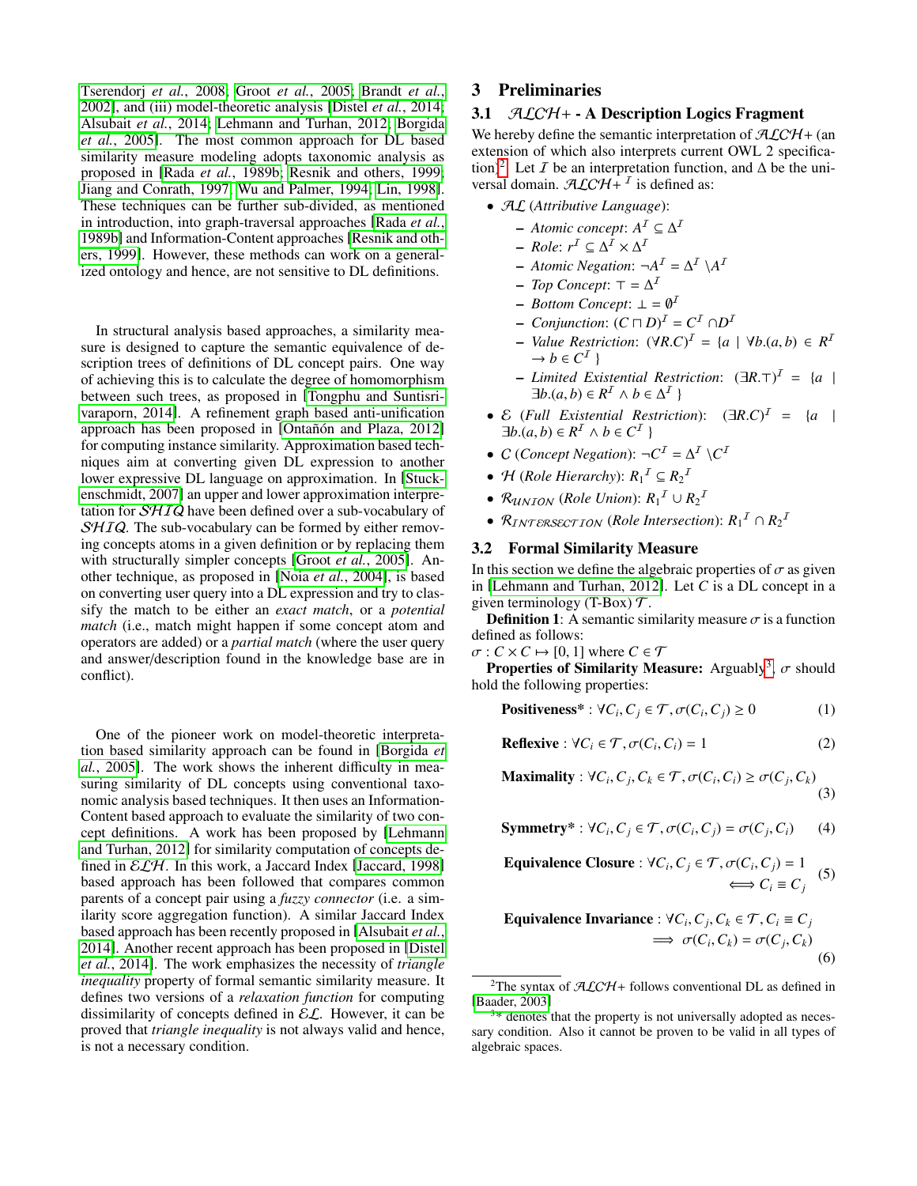Tserendorj *et al.*, 2008; Groot *et al.*, 2005; Brandt *et al.*, 2002], and (iii) model-theoretic analysis [Distel *et al.*, 2014; Alsubait *et al.*, 2014; Lehmann and Turhan, 2012; Borgida *et al.*, 2005]. The most common approach for DL based similarity measure modeling adopts taxonomic analysis as proposed in [Rada *et al.*, 1989b; Resnik and others, 1999; Jiang and Conrath, 1997; Wu and Palmer, 1994; Lin, 1998]. These techniques can be further sub-divided, as mentioned in introduction, into graph-traversal approaches [Rada *et al.*, 1989b] and Information-Content approaches [Resnik and others, 1999]. However, these methods can work on a generalized ontology and hence, are not sensitive to DL definitions.

In structural analysis based approaches, a similarity measure is designed to capture the semantic equivalence of description trees of definitions of DL concept pairs. One way of achieving this is to calculate the degree of homomorphism between such trees, as proposed in [Tongphu and Suntisrivaraporn, 2014]. A refinement graph based anti-unification approach has been proposed in [Ontañón and Plaza, 2012] for computing instance similarity. Approximation based techniques aim at converting given DL expression to another lower expressive DL language on approximation. In [Stuckenschmidt, 2007] an upper and lower approximation interpretation for $\mathcal{SHIQ}$ have been defined over a sub-vocabulary of $\mathcal{SHIQ}$. The sub-vocabulary can be formed by either removing concepts atoms in a given definition or by replacing them with structurally simpler concepts [Groot *et al.*, 2005]. Another technique, as proposed in [Noia *et al.*, 2004], is based on converting user query into a DL expression and try to classify the match to be either an *exact match*, or a *potential match* (i.e., match might happen if some concept atom and operators are added) or a *partial match* (where the user query and answer/description found in the knowledge base are in conflict).

One of the pioneer work on model-theoretic interpretation based similarity approach can be found in [Borgida *et al.*, 2005]. The work shows the inherent difficulty in measuring similarity of DL concepts using conventional taxonomic analysis based techniques. It then uses an Information-Content based approach to evaluate the similarity of two concept definitions. A work has been proposed by [Lehmann and Turhan, 2012] for similarity computation of concepts defined in $\mathcal{ELH}$. In this work, a Jaccard Index [Jaccard, 1998] based approach has been followed that compares common parents of a concept pair using a *fuzzy connector* (i.e. a similarity score aggregation function). A similar Jaccard Index based approach has been recently proposed in [Alsubait *et al.*, 2014]. Another recent approach has been proposed in [Distel *et al.*, 2014]. The work emphasizes the necessity of *triangle inequality* property of formal semantic similarity measure. It defines two versions of a *relaxation function* for computing dissimilarity of concepts defined in $\mathcal{EL}$. However, it can be proved that *triangle inequality* is not always valid and hence, is not a necessary condition.

## 3 Preliminaries

### 3.1 $\mathcal{ALCH}+$ - A Description Logics Fragment

We hereby define the semantic interpretation of $\mathcal{ALCH}+$ (an extension of which also interprets current OWL 2 specification)[2]. Let $\mathcal{I}$ be an interpretation function, and $\Delta$ be the universal domain. $\mathcal{ALCH}+^{\mathcal{I}}$ is defined as:

- $\mathcal{AL}$ (*Attributive Language*):
  - *Atomic concept*: $A^{\mathcal{I}} \subseteq \Delta^{\mathcal{I}}$
  - *Role*: $r^{\mathcal{I}} \subseteq \Delta^{\mathcal{I}} \times \Delta^{\mathcal{I}}$
  - *Atomic Negation*: $\neg A^{\mathcal{I}} = \Delta^{\mathcal{I}} \setminus A^{\mathcal{I}}$
  - *Top Concept*: $\top = \Delta^{\mathcal{I}}$
  - *Bottom Concept*: $\bot = \emptyset^{\mathcal{I}}$
  - *Conjunction*: $(C \sqcap D)^{\mathcal{I}} = C^{\mathcal{I}} \cap D^{\mathcal{I}}$
  - *Value Restriction*: $(\forall R.C)^{\mathcal{I}} = \{a \mid \forall b.(a,b) \in R^{\mathcal{I}} \rightarrow b \in C^{\mathcal{I}}\}$
  - *Limited Existential Restriction*: $(\exists R.\top)^{\mathcal{I}} = \{a \mid \exists b.(a,b) \in R^{\mathcal{I}} \wedge b \in \Delta^{\mathcal{I}}\}$
- $\mathcal{E}$ (*Full Existential Restriction*): $(\exists R.C)^{\mathcal{I}} = \{a \mid \exists b.(a,b) \in R^{\mathcal{I}} \wedge b \in C^{\mathcal{I}}\}$
- $\mathcal{C}$ (*Concept Negation*): $\neg C^{\mathcal{I}} = \Delta^{\mathcal{I}} \setminus C^{\mathcal{I}}$
- $\mathcal{H}$ (*Role Hierarchy*): $R_1{}^{\mathcal{I}} \subseteq R_2{}^{\mathcal{I}}$
- $\mathcal{R}_{\mathcal{UNION}}$ (*Role Union*): $R_1{}^{\mathcal{I}} \cup R_2{}^{\mathcal{I}}$
- $\mathcal{R}_{\mathcal{INTERSECTION}}$ (*Role Intersection*): $R_1{}^{\mathcal{I}} \cap R_2{}^{\mathcal{I}}$

### 3.2 Formal Similarity Measure

In this section we define the algebraic properties of $\sigma$ as given in [Lehmann and Turhan, 2012]. Let $C$ is a DL concept in a given terminology (T-Box) $\mathcal{T}$.

**Definition 1**: A semantic similarity measure $\sigma$ is a function defined as follows:

$\sigma : C \times C \mapsto [0,1]$ where $C \in \mathcal{T}$

**Properties of Similarity Measure:** Arguably[3], $\sigma$ should hold the following properties:

$$\textbf{Positiveness*} : \forall C_i, C_j \in \mathcal{T}, \sigma(C_i, C_j) \geq 0 \tag{1}$$

$$\textbf{Reflexive} : \forall C_i \in \mathcal{T}, \sigma(C_i, C_i) = 1 \tag{2}$$

$$\textbf{Maximality} : \forall C_i, C_j, C_k \in \mathcal{T}, \sigma(C_i, C_i) \geq \sigma(C_j, C_k) \tag{3}$$

$$\textbf{Symmetry*} : \forall C_i, C_j \in \mathcal{T}, \sigma(C_i, C_j) = \sigma(C_j, C_i) \tag{4}$$

$$\textbf{Equivalence Closure} : \forall C_i, C_j \in \mathcal{T}, \sigma(C_i, C_j) = 1 \iff C_i \equiv C_j \tag{5}$$

$$\textbf{Equivalence Invariance} : \forall C_i, C_j, C_k \in \mathcal{T}, C_i \equiv C_j \implies \sigma(C_i, C_k) = \sigma(C_j, C_k) \tag{6}$$

[2] The syntax of $\mathcal{ALCH}+$ follows conventional DL as defined in [Baader, 2003]

[3] * denotes that the property is not universally adopted as necessary condition. Also it cannot be proven to be valid in all types of algebraic spaces.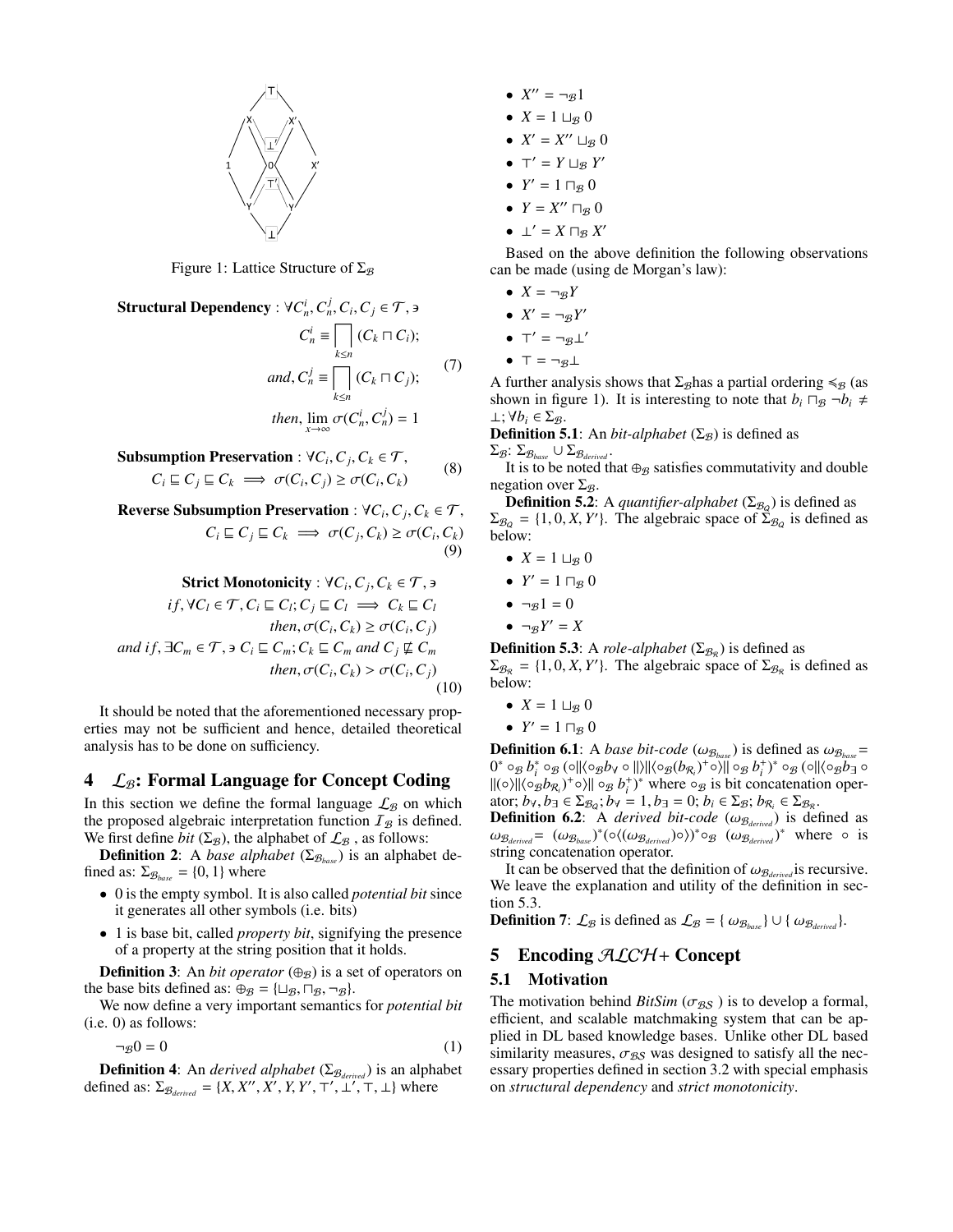Figure 1: Lattice Structure of $\Sigma_{\mathcal{B}}$

**Structural Dependency** : $\forall C_n^i, C_n^j, C_i, C_j \in \mathcal{T}, \ni$

$$C_n^i \equiv \prod_{k \leq n} (C_k \sqcap C_i);$$
$$and, C_n^j \equiv \prod_{k \leq n} (C_k \sqcap C_j);$$
$$then, \lim_{x \to \infty} \sigma(C_n^i, C_n^j) = 1 \tag{7}$$

**Subsumption Preservation** : $\forall C_i, C_j, C_k \in \mathcal{T}$,
$$C_i \sqsubseteq C_j \sqsubseteq C_k \implies \sigma(C_i, C_j) \geq \sigma(C_i, C_k) \tag{8}$$

**Reverse Subsumption Preservation** : $\forall C_i, C_j, C_k \in \mathcal{T}$,
$$C_i \sqsubseteq C_j \sqsubseteq C_k \implies \sigma(C_j, C_k) \geq \sigma(C_i, C_k) \tag{9}$$

**Strict Monotonicity** : $\forall C_i, C_j, C_k \in \mathcal{T}, \ni$
$$if, \forall C_l \in \mathcal{T}, C_i \sqsubseteq C_l; C_j \sqsubseteq C_l \implies C_k \sqsubseteq C_l$$
$$then, \sigma(C_i, C_k) \geq \sigma(C_i, C_j)$$
$$and\ if, \exists C_m \in \mathcal{T}, \ni C_i \sqsubseteq C_m; C_k \sqsubseteq C_m\ and\ C_j \not\sqsubseteq C_m$$
$$then, \sigma(C_i, C_k) > \sigma(C_i, C_j) \tag{10}$$

It should be noted that the aforementioned necessary properties may not be sufficient and hence, detailed theoretical analysis has to be done on sufficiency.

## 4 $\mathcal{L}_{\mathcal{B}}$: Formal Language for Concept Coding

In this section we define the formal language $\mathcal{L}_{\mathcal{B}}$ on which the proposed algebraic interpretation function $\mathcal{I}_{\mathcal{B}}$ is defined. We first define *bit* ($\Sigma_{\mathcal{B}}$), the alphabet of $\mathcal{L}_{\mathcal{B}}$ , as follows:

**Definition 2**: A *base alphabet* ($\Sigma_{\mathcal{B}_{base}}$) is an alphabet defined as: $\Sigma_{\mathcal{B}_{base}} = \{0, 1\}$ where

- 0 is the empty symbol. It is also called *potential bit* since it generates all other symbols (i.e. bits)
- 1 is base bit, called *property bit*, signifying the presence of a property at the string position that it holds.

**Definition 3**: An *bit operator* ($\oplus_{\mathcal{B}}$) is a set of operators on the base bits defined as: $\oplus_{\mathcal{B}} = \{\sqcup_{\mathcal{B}}, \sqcap_{\mathcal{B}}, \neg_{\mathcal{B}}\}$.

We now define a very important semantics for *potential bit* (i.e. 0) as follows:

$$\neg_{\mathcal{B}} 0 = 0 \tag{1}$$

**Definition 4**: An *derived alphabet* ($\Sigma_{\mathcal{B}_{derived}}$) is an alphabet defined as: $\Sigma_{\mathcal{B}_{derived}} = \{X, X'', X', Y, Y', \top', \bot', \top, \bot\}$ where

- $X'' = \neg_{\mathcal{B}} 1$
- $X = 1 \sqcup_{\mathcal{B}} 0$
- $X' = X'' \sqcup_{\mathcal{B}} 0$
- $\top' = Y \sqcup_{\mathcal{B}} Y'$
- $Y' = 1 \sqcap_{\mathcal{B}} 0$
- $Y = X'' \sqcap_{\mathcal{B}} 0$
- $\bot' = X \sqcap_{\mathcal{B}} X'$

Based on the above definition the following observations can be made (using de Morgan's law):

- $X = \neg_{\mathcal{B}} Y$
- $X' = \neg_{\mathcal{B}} Y'$
- $\top' = \neg_{\mathcal{B}} \bot'$
- $\top = \neg_{\mathcal{B}} \bot$

A further analysis shows that $\Sigma_{\mathcal{B}}$has a partial ordering $\preccurlyeq_{\mathcal{B}}$ (as shown in figure 1). It is interesting to note that $b_i \sqcap_{\mathcal{B}} \neg b_i \neq \bot; \forall b_i \in \Sigma_{\mathcal{B}}$.

**Definition 5.1**: An *bit-alphabet* ($\Sigma_{\mathcal{B}}$) is defined as $\Sigma_{\mathcal{B}}$: $\Sigma_{\mathcal{B}_{base}} \cup \Sigma_{\mathcal{B}_{derived}}$.

It is to be noted that $\oplus_{\mathcal{B}}$ satisfies commutativity and double negation over $\Sigma_{\mathcal{B}}$.

**Definition 5.2**: A *quantifier-alphabet* ($\Sigma_{\mathcal{B}_Q}$) is defined as $\Sigma_{\mathcal{B}_Q} = \{1, 0, X, Y'\}$. The algebraic space of $\Sigma_{\mathcal{B}_Q}$ is defined as below:

- $X = 1 \sqcup_{\mathcal{B}} 0$
- $Y' = 1 \sqcap_{\mathcal{B}} 0$
- $\neg_{\mathcal{B}} 1 = 0$
- $\neg_{\mathcal{B}} Y' = X$

**Definition 5.3**: A *role-alphabet* ($\Sigma_{\mathcal{B}_{\mathcal{R}}}$) is defined as $\Sigma_{\mathcal{B}_{\mathcal{R}}} = \{1, 0, X, Y'\}$. The algebraic space of $\Sigma_{\mathcal{B}_{\mathcal{R}}}$ is defined as below:

- $X = 1 \sqcup_{\mathcal{B}} 0$
- $Y' = 1 \sqcap_{\mathcal{B}} 0$

**Definition 6.1**: A *base bit-code* ($\omega_{\mathcal{B}_{base}}$) is defined as $\omega_{\mathcal{B}_{base}} = 0^* \circ_{\mathcal{B}} b_i^* \circ_{\mathcal{B}} (\circ \| \langle \circ_{\mathcal{B}} b_\forall \circ \| \rangle \| \langle \circ_{\mathcal{B}} (b_{\mathcal{R}_i})^+ \circ \rangle \| \circ_{\mathcal{B}} b_i^+)^* \circ_{\mathcal{B}} (\circ \| \langle \circ_{\mathcal{B}} b_\exists \circ \| (\circ) \| \langle \circ_{\mathcal{B}} b_{\mathcal{R}_i})^+ \circ \rangle \| \circ_{\mathcal{B}} b_i^+)^*$ where $\circ_{\mathcal{B}}$ is bit concatenation operator; $b_\forall, b_\exists \in \Sigma_{\mathcal{B}_Q}; b_\forall = 1, b_\exists = 0; b_i \in \Sigma_{\mathcal{B}}; b_{\mathcal{R}_i} \in \Sigma_{\mathcal{B}_{\mathcal{R}}}$.

**Definition 6.2**: A *derived bit-code* ($\omega_{\mathcal{B}_{derived}}$) is defined as $\omega_{\mathcal{B}_{derived}} = (\omega_{\mathcal{B}_{base}})^* (\circ \langle (\omega_{\mathcal{B}_{derived}}) \circ \rangle)^* \circ_{\mathcal{B}} (\omega_{\mathcal{B}_{derived}})^*$ where $\circ$ is string concatenation operator.

It can be observed that the definition of $\omega_{\mathcal{B}_{derived}}$is recursive. We leave the explanation and utility of the definition in section 5.3.

**Definition 7**: $\mathcal{L}_{\mathcal{B}}$ is defined as $\mathcal{L}_{\mathcal{B}} = \{ \omega_{\mathcal{B}_{base}} \} \cup \{ \omega_{\mathcal{B}_{derived}} \}$.

## 5 Encoding $\mathcal{ALCH}+$ Concept

### 5.1 Motivation

The motivation behind *BitSim* ($\sigma_{\mathcal{BS}}$ ) is to develop a formal, efficient, and scalable matchmaking system that can be applied in DL based knowledge bases. Unlike other DL based similarity measures, $\sigma_{\mathcal{BS}}$ was designed to satisfy all the necessary properties defined in section 3.2 with special emphasis on *structural dependency* and *strict monotonicity*.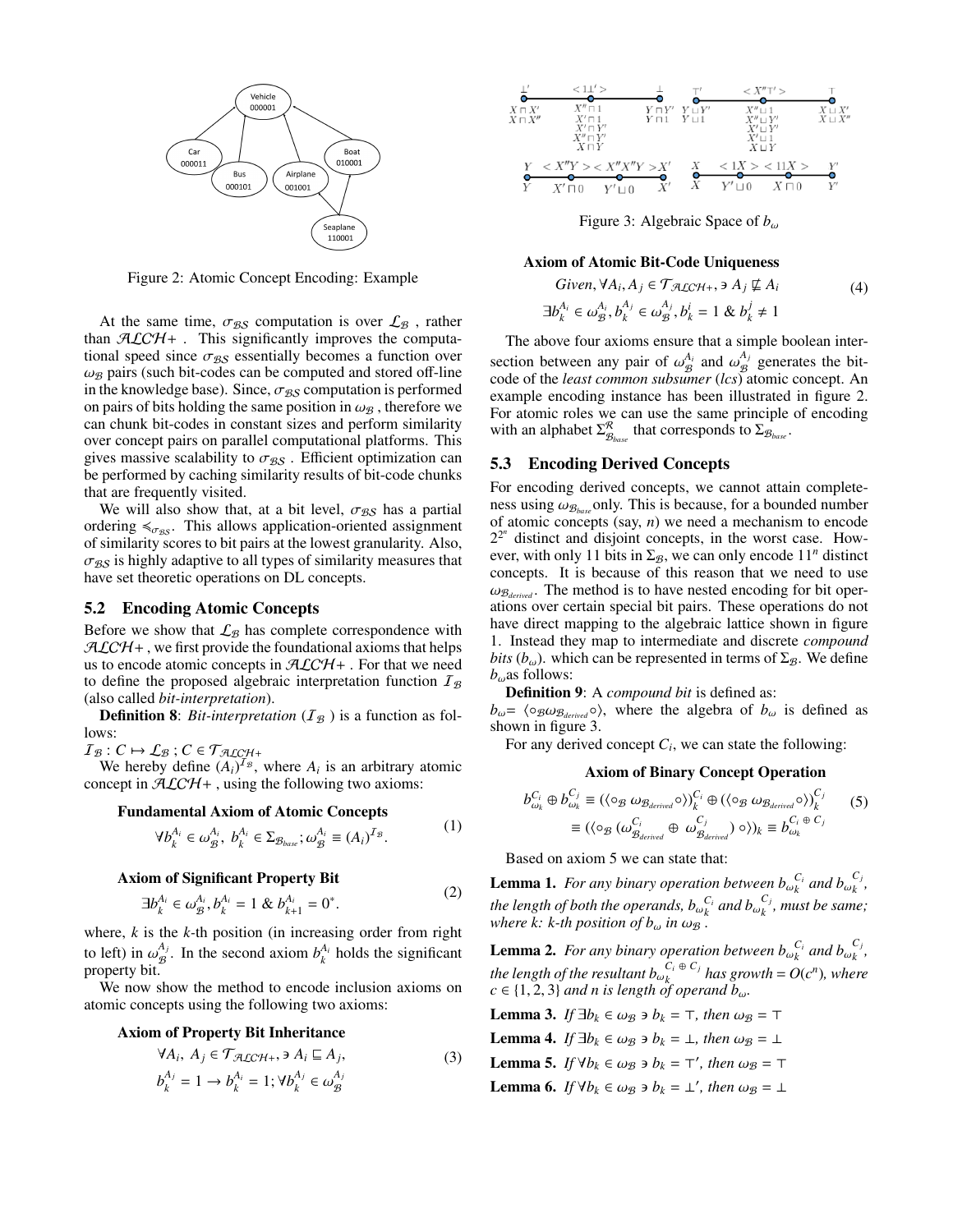Figure 2: Atomic Concept Encoding: Example

At the same time, $\sigma_{\mathcal{BS}}$ computation is over $\mathcal{L}_{\mathcal{B}}$ , rather than $\mathcal{ALCH}+$ . This significantly improves the computational speed since $\sigma_{\mathcal{BS}}$ essentially becomes a function over $\omega_{\mathcal{B}}$ pairs (such bit-codes can be computed and stored off-line in the knowledge base). Since, $\sigma_{\mathcal{BS}}$ computation is performed on pairs of bits holding the same position in $\omega_{\mathcal{B}}$ , therefore we can chunk bit-codes in constant sizes and perform similarity over concept pairs on parallel computational platforms. This gives massive scalability to $\sigma_{\mathcal{BS}}$ . Efficient optimization can be performed by caching similarity results of bit-code chunks that are frequently visited.

We will also show that, at a bit level, $\sigma_{\mathcal{BS}}$ has a partial ordering $\preccurlyeq_{\sigma_{\mathcal{BS}}}$. This allows application-oriented assignment of similarity scores to bit pairs at the lowest granularity. Also, $\sigma_{\mathcal{BS}}$ is highly adaptive to all types of similarity measures that have set theoretic operations on DL concepts.

## 5.2 Encoding Atomic Concepts

Before we show that $\mathcal{L}_{\mathcal{B}}$ has complete correspondence with $\mathcal{ALCH}+$ , we first provide the foundational axioms that helps us to encode atomic concepts in $\mathcal{ALCH}+$ . For that we need to define the proposed algebraic interpretation function $\mathcal{I}_{\mathcal{B}}$ (also called *bit-interpretation*).

**Definition 8**: *Bit-interpretation* ($\mathcal{I}_{\mathcal{B}}$ ) is a function as follows:

$\mathcal{I}_{\mathcal{B}} : C \mapsto \mathcal{L}_{\mathcal{B}}$ ; $C \in \mathcal{T}_{\mathcal{ALCH}+}$

We hereby define $(A_i)^{\mathcal{I}_{\mathcal{B}}}$, where $A_i$ is an arbitrary atomic concept in $\mathcal{ALCH}+$ , using the following two axioms:

**Fundamental Axiom of Atomic Concepts**

$$\forall b_k^{A_i} \in \omega_{\mathcal{B}}^{A_i},\ b_k^{A_i} \in \Sigma_{\mathcal{B}_{base}};\omega_{\mathcal{B}}^{A_i} \equiv (A_i)^{\mathcal{I}_{\mathcal{B}}}. \tag{1}$$

**Axiom of Significant Property Bit**

$$\exists b_k^{A_i} \in \omega_{\mathcal{B}}^{A_i}, b_k^{A_i} = 1 \ \&\ b_{k+1}^{A_i} = 0^*. \tag{2}$$

where, $k$ is the $k$-th position (in increasing order from right to left) in $\omega_{\mathcal{B}}^{A_j}$. In the second axiom $b_k^{A_i}$ holds the significant property bit.

We now show the method to encode inclusion axioms on atomic concepts using the following two axioms:

**Axiom of Property Bit Inheritance**

$$\forall A_i,\ A_j \in \mathcal{T}_{\mathcal{ALCH}+}, \ni A_i \sqsubseteq A_j, \quad b_k^{A_j} = 1 \rightarrow b_k^{A_i} = 1; \forall b_k^{A_j} \in \omega_{\mathcal{B}}^{A_j} \tag{3}$$

Figure 3: Algebraic Space of $b_\omega$

**Axiom of Atomic Bit-Code Uniqueness**

$$Given, \forall A_i, A_j \in \mathcal{T}_{\mathcal{ALCH}+}, \ni A_j \not\sqsubseteq A_i \quad \exists b_k^{A_i} \in \omega_{\mathcal{B}}^{A_i}, b_k^{A_j} \in \omega_{\mathcal{B}}^{A_j}, b_k^{i} = 1 \ \&\ b_k^{j} \neq 1 \tag{4}$$

The above four axioms ensure that a simple boolean intersection between any pair of $\omega_{\mathcal{B}}^{A_i}$ and $\omega_{\mathcal{B}}^{A_j}$ generates the bit-code of the *least common subsumer* (*lcs*) atomic concept. An example encoding instance has been illustrated in figure 2. For atomic roles we can use the same principle of encoding with an alphabet $\Sigma_{\mathcal{B}_{base}}^{\mathcal{R}}$ that corresponds to $\Sigma_{\mathcal{B}_{base}}$.

## 5.3 Encoding Derived Concepts

For encoding derived concepts, we cannot attain completeness using $\omega_{\mathcal{B}_{base}}$only. This is because, for a bounded number of atomic concepts (say, $n$) we need a mechanism to encode $2^{2^n}$ distinct and disjoint concepts, in the worst case. However, with only 11 bits in $\Sigma_{\mathcal{B}}$, we can only encode $11^n$ distinct concepts. It is because of this reason that we need to use $\omega_{\mathcal{B}_{derived}}$. The method is to have nested encoding for bit operations over certain special bit pairs. These operations do not have direct mapping to the algebraic lattice shown in figure 1. Instead they map to intermediate and discrete *compound bits* ($b_\omega$). which can be represented in terms of $\Sigma_{\mathcal{B}}$. We define $b_\omega$as follows:

**Definition 9**: A *compound bit* is defined as:

$b_\omega = \langle \circ_{\mathcal{B}} \omega_{\mathcal{B}_{derived}} \circ \rangle$, where the algebra of $b_\omega$ is defined as shown in figure 3.

For any derived concept $C_i$, we can state the following:

**Axiom of Binary Concept Operation**

$$b_{\omega_k}^{C_i} \oplus b_{\omega_k}^{C_j} \equiv (\langle \circ_{\mathcal{B}}\ \omega_{\mathcal{B}_{derived}} \circ \rangle)_k^{C_i} \oplus (\langle \circ_{\mathcal{B}}\ \omega_{\mathcal{B}_{derived}} \circ \rangle)_k^{C_j} \equiv (\langle \circ_{\mathcal{B}}\ (\omega_{\mathcal{B}_{derived}}^{C_i} \oplus\ \omega_{\mathcal{B}_{derived}}^{C_j})\ \circ \rangle)_k \equiv b_{\omega_k}^{C_i \oplus C_j} \tag{5}$$

Based on axiom 5 we can state that:

**Lemma 1.** *For any binary operation between $b_{\omega_k}^{C_i}$ and $b_{\omega_k}^{C_j}$, the length of both the operands, $b_{\omega_k}^{C_i}$ and $b_{\omega_k}^{C_j}$, must be same; where k: k-th position of $b_\omega$ in $\omega_{\mathcal{B}}$ .*

**Lemma 2.** *For any binary operation between $b_{\omega_k}^{C_i}$ and $b_{\omega_k}^{C_j}$, the length of the resultant $b_{\omega_k}^{C_i \oplus C_j}$ has growth = $O(c^n)$, where $c \in \{1, 2, 3\}$ and n is length of operand $b_\omega$.*

**Lemma 3.** *If $\exists b_k \in \omega_{\mathcal{B}} \ni b_k = \top$, then $\omega_{\mathcal{B}} = \top$*

**Lemma 4.** *If $\exists b_k \in \omega_{\mathcal{B}} \ni b_k = \bot$, then $\omega_{\mathcal{B}} = \bot$*

**Lemma 5.** *If $\forall b_k \in \omega_{\mathcal{B}} \ni b_k = \top'$, then $\omega_{\mathcal{B}} = \top$*

**Lemma 6.** *If $\forall b_k \in \omega_{\mathcal{B}} \ni b_k = \bot'$, then $\omega_{\mathcal{B}} = \bot$*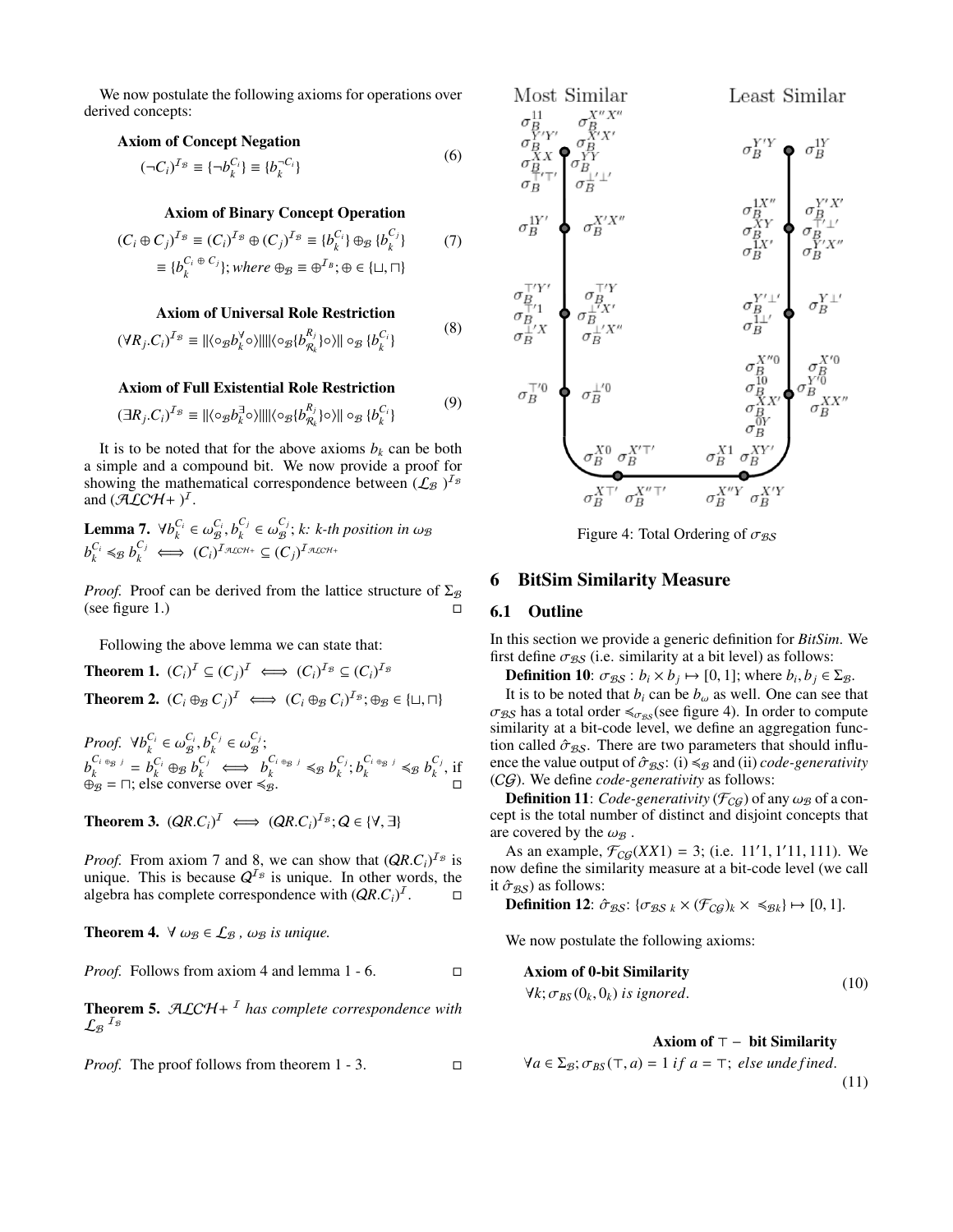We now postulate the following axioms for operations over derived concepts:

**Axiom of Concept Negation**

$$(\neg C_i)^{\mathcal{I}_\mathcal{B}} \equiv \{\neg b_k^{C_i}\} \equiv \{b_k^{\neg C_i}\} \tag{6}$$

**Axiom of Binary Concept Operation**

$$(C_i \oplus C_j)^{\mathcal{I}_\mathcal{B}} \equiv (C_i)^{\mathcal{I}_\mathcal{B}} \oplus (C_j)^{\mathcal{I}_\mathcal{B}} \equiv \{b_k^{C_i}\} \oplus_\mathcal{B} \{b_k^{C_j}\} \equiv \{b_k^{C_i \oplus C_j}\}; where\ \oplus_\mathcal{B} \equiv \oplus^{\mathcal{I}_\mathcal{B}}; \oplus \in \{\sqcup, \sqcap\} \tag{7}$$

**Axiom of Universal Role Restriction**

$$(\forall R_j.C_i)^{\mathcal{I}_\mathcal{B}} \equiv ||\langle \circ_\mathcal{B} b_k^{\forall} \circ \rangle||||\langle \circ_\mathcal{B} \{b_{\mathcal{R}_k}^{R_j}\} \circ \rangle|| \circ_\mathcal{B} \{b_k^{C_i}\} \tag{8}$$

**Axiom of Full Existential Role Restriction**

$$(\exists R_j.C_i)^{\mathcal{I}_\mathcal{B}} \equiv ||\langle \circ_\mathcal{B} b_k^{\exists} \circ \rangle||||\langle \circ_\mathcal{B} \{b_{\mathcal{R}_k}^{R_j}\} \circ \rangle|| \circ_\mathcal{B} \{b_k^{C_i}\} \tag{9}$$

It is to be noted that for the above axioms $b_k$ can be both a simple and a compound bit. We now provide a proof for showing the mathematical correspondence between $(\mathcal{L}_\mathcal{B})^{\mathcal{I}_\mathcal{B}}$ and $(\mathcal{ALCH}+)^{\mathcal{I}}$.

**Lemma 7.** *$\forall b_k^{C_i} \in \omega_\mathcal{B}^{C_i}, b_k^{C_j} \in \omega_\mathcal{B}^{C_j}$; k: k-th position in $\omega_\mathcal{B}$* $b_k^{C_i} \preccurlyeq_\mathcal{B} b_k^{C_j} \iff (C_i)^{\mathcal{I}_{\mathcal{ALCH}+}} \subseteq (C_j)^{\mathcal{I}_{\mathcal{ALCH}+}}$

*Proof.* Proof can be derived from the lattice structure of $\Sigma_\mathcal{B}$ (see figure 1.) □

Following the above lemma we can state that:

**Theorem 1.** $(C_i)^{\mathcal{I}} \subseteq (C_j)^{\mathcal{I}} \iff (C_i)^{\mathcal{I}_\mathcal{B}} \subseteq (C_i)^{\mathcal{I}_\mathcal{B}}$

**Theorem 2.** $(C_i \oplus_\mathcal{B} C_j)^{\mathcal{I}} \iff (C_i \oplus_\mathcal{B} C_i)^{\mathcal{I}_\mathcal{B}}; \oplus_\mathcal{B} \in \{\sqcup, \sqcap\}$

*Proof.* $\forall b_k^{C_i} \in \omega_\mathcal{B}^{C_i}, b_k^{C_j} \in \omega_\mathcal{B}^{C_j}$;
$b_k^{C_i \oplus_\mathcal{B} j} = b_k^{C_i} \oplus_\mathcal{B} b_k^{C_j} \iff b_k^{C_i \oplus_\mathcal{B} j} \preccurlyeq_\mathcal{B} b_k^{C_j}; b_k^{C_i \oplus_\mathcal{B} j} \preccurlyeq_\mathcal{B} b_k^{C_j}$, if $\oplus_\mathcal{B} = \sqcap$; else converse over $\preccurlyeq_\mathcal{B}$. □

**Theorem 3.** $(QR.C_i)^{\mathcal{I}} \iff (QR.C_i)^{\mathcal{I}_\mathcal{B}}; Q \in \{\forall, \exists\}$

*Proof.* From axiom 7 and 8, we can show that $(QR.C_i)^{\mathcal{I}_\mathcal{B}}$ is unique. This is because $Q^{\mathcal{I}_\mathcal{B}}$ is unique. In other words, the algebra has complete correspondence with $(QR.C_i)^{\mathcal{I}}$. □

**Theorem 4.** *$\forall\ \omega_\mathcal{B} \in \mathcal{L}_\mathcal{B}$ , $\omega_\mathcal{B}$ is unique.*

*Proof.* Follows from axiom 4 and lemma 1 - 6. □

**Theorem 5.** *$\mathcal{ALCH}+\ ^{\mathcal{I}}$ has complete correspondence with $\mathcal{L}_\mathcal{B}\ ^{\mathcal{I}_\mathcal{B}}$*

*Proof.* The proof follows from theorem 1 - 3. □

Figure 4: Total Ordering of $\sigma_{\mathcal{BS}}$

## 6 BitSim Similarity Measure

### 6.1 Outline

In this section we provide a generic definition for *BitSim*. We first define $\sigma_{\mathcal{BS}}$ (i.e. similarity at a bit level) as follows:

**Definition 10**: $\sigma_{\mathcal{BS}} : b_i \times b_j \mapsto [0, 1]$; where $b_i, b_j \in \Sigma_\mathcal{B}$.

It is to be noted that $b_i$ can be $b_\omega$ as well. One can see that $\sigma_{\mathcal{BS}}$ has a total order $\preccurlyeq_{\sigma_{\mathcal{BS}}}$(see figure 4). In order to compute similarity at a bit-code level, we define an aggregation function called $\hat{\sigma}_{\mathcal{BS}}$. There are two parameters that should influence the value output of $\hat{\sigma}_{\mathcal{BS}}$: (i) $\preccurlyeq_\mathcal{B}$ and (ii) *code-generativity* ($\mathcal{CG}$). We define *code-generativity* as follows:

**Definition 11**: *Code-generativity* ($\mathcal{F}_{\mathcal{CG}}$) of any $\omega_\mathcal{B}$ of a concept is the total number of distinct and disjoint concepts that are covered by the $\omega_\mathcal{B}$ .

As an example, $\mathcal{F}_{\mathcal{CG}}(XX1) = 3$; (i.e. $11'1, 1'11, 111$). We now define the similarity measure at a bit-code level (we call it $\hat{\sigma}_{\mathcal{BS}}$) as follows:

**Definition 12**: $\hat{\sigma}_{\mathcal{BS}}$: $\{\sigma_{\mathcal{BS}\ k} \times (\mathcal{F}_{\mathcal{CG}})_k \times \preccurlyeq_{\mathcal{B}k}\} \mapsto [0, 1]$.

We now postulate the following axioms:

**Axiom of 0-bit Similarity**

$$\forall k; \sigma_{BS}(0_k, 0_k)\ is\ ignored. \tag{10}$$

**Axiom of $\top -$ bit Similarity**

$$\forall a \in \Sigma_\mathcal{B}; \sigma_{BS}(\top, a) = 1\ if\ a = \top;\ else\ undefined. \tag{11}$$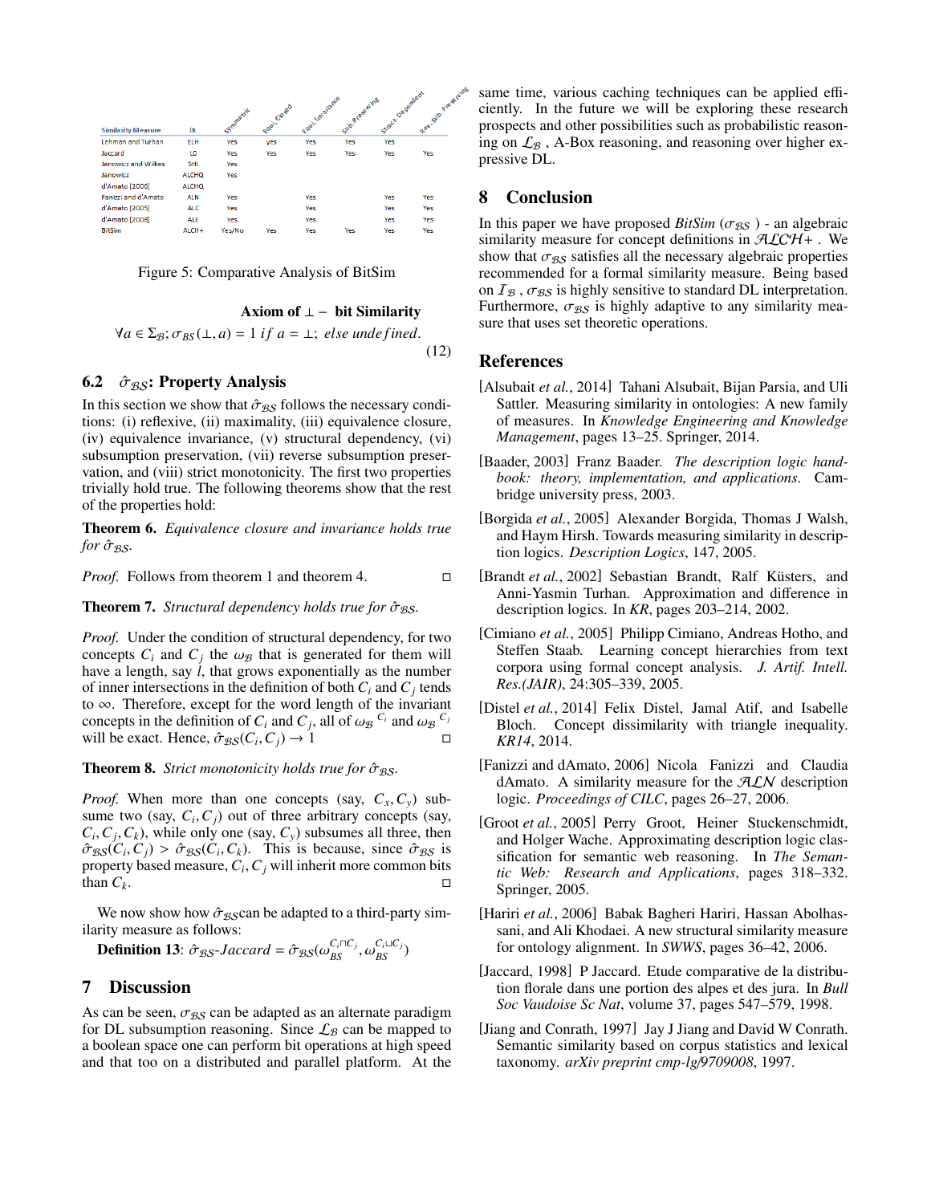| Similarity Measure | DL | Symmetric | Equi. Closed | Equi. Invariance | Sub. Preserving | Struct. Dependent | Rev. Sub. Preserving |
|---|---|---|---|---|---|---|---|
| Lehman and Turhan | ELH | Yes | yes | Yes | Yes | Yes | |
| Jaccard | L0 | Yes | Yes | Yes | Yes | Yes | Yes |
| Janowicz and Wilkes | SHI | Yes | | | | | |
| Janowicz | ALCHQ | Yes | | | | | |
| d'Amato [2006] | ALCHQ | | | | | | |
| Fanizzi and d'Amato | ALN | Yes | | Yes | | Yes | Yes |
| d'Amato [2005] | ALC | Yes | | Yes | | Yes | Yes |
| d'Amato [2008] | ALE | Yes | | Yes | | Yes | Yes |
| BitSim | ALCH+ | Yes/No | Yes | Yes | Yes | Yes | Yes |

Figure 5: Comparative Analysis of BitSim

**Axiom of $\bot -$ bit Similarity**

$$\forall a \in \Sigma_{\mathcal{B}}; \sigma_{BS}(\bot, a) = 1 \; if \; a = \bot; \; else \; undefined. \tag{12}$$

### 6.2 $\hat{\sigma}_{\mathcal{BS}}$: Property Analysis

In this section we show that $\hat{\sigma}_{\mathcal{BS}}$ follows the necessary conditions: (i) reflexive, (ii) maximality, (iii) equivalence closure, (iv) equivalence invariance, (v) structural dependency, (vi) subsumption preservation, (vii) reverse subsumption preservation, and (viii) strict monotonicity. The first two properties trivially hold true. The following theorems show that the rest of the properties hold:

**Theorem 6.** *Equivalence closure and invariance holds true for $\hat{\sigma}_{\mathcal{BS}}$.*

*Proof.* Follows from theorem 1 and theorem 4. □

**Theorem 7.** *Structural dependency holds true for $\hat{\sigma}_{\mathcal{BS}}$.*

*Proof.* Under the condition of structural dependency, for two concepts $C_i$ and $C_j$ the $\omega_{\mathcal{B}}$ that is generated for them will have a length, say $l$, that grows exponentially as the number of inner intersections in the definition of both $C_i$ and $C_j$ tends to $\infty$. Therefore, except for the word length of the invariant concepts in the definition of $C_i$ and $C_j$, all of $\omega_{\mathcal{B}}{}^{C_i}$ and $\omega_{\mathcal{B}}{}^{C_j}$ will be exact. Hence, $\hat{\sigma}_{\mathcal{BS}}(C_i, C_j) \rightarrow 1$ □

**Theorem 8.** *Strict monotonicity holds true for $\hat{\sigma}_{\mathcal{BS}}$.*

*Proof.* When more than one concepts (say, $C_x, C_y$) subsume two (say, $C_i, C_j$) out of three arbitrary concepts (say, $C_i, C_j, C_k$), while only one (say, $C_y$) subsumes all three, then $\hat{\sigma}_{\mathcal{BS}}(C_i, C_j) > \hat{\sigma}_{\mathcal{BS}}(C_i, C_k)$. This is because, since $\hat{\sigma}_{\mathcal{BS}}$ is property based measure, $C_i, C_j$ will inherit more common bits than $C_k$. □

We now show how $\hat{\sigma}_{\mathcal{BS}}$can be adapted to a third-party similarity measure as follows:

**Definition 13**: $\hat{\sigma}_{\mathcal{BS}}$-*Jaccard* $= \hat{\sigma}_{\mathcal{BS}}(\omega_{BS}^{C_i \sqcap C_j}, \omega_{BS}^{C_i \sqcup C_j})$

## 7 Discussion

As can be seen, $\sigma_{\mathcal{BS}}$ can be adapted as an alternate paradigm for DL subsumption reasoning. Since $\mathcal{L}_{\mathcal{B}}$ can be mapped to a boolean space one can perform bit operations at high speed and that too on a distributed and parallel platform. At the same time, various caching techniques can be applied efficiently. In the future we will be exploring these research prospects and other possibilities such as probabilistic reasoning on $\mathcal{L}_{\mathcal{B}}$ , A-Box reasoning, and reasoning over higher expressive DL.

## 8 Conclusion

In this paper we have proposed *BitSim* ($\sigma_{\mathcal{BS}}$ ) - an algebraic similarity measure for concept definitions in $\mathcal{ALCH}+$ . We show that $\sigma_{\mathcal{BS}}$ satisfies all the necessary algebraic properties recommended for a formal similarity measure. Being based on $\mathcal{I}_{\mathcal{B}}$ , $\sigma_{\mathcal{BS}}$ is highly sensitive to standard DL interpretation. Furthermore, $\sigma_{\mathcal{BS}}$ is highly adaptive to any similarity measure that uses set theoretic operations.

## References

[Alsubait *et al.*, 2014] Tahani Alsubait, Bijan Parsia, and Uli Sattler. Measuring similarity in ontologies: A new family of measures. In *Knowledge Engineering and Knowledge Management*, pages 13–25. Springer, 2014.

[Baader, 2003] Franz Baader. *The description logic handbook: theory, implementation, and applications*. Cambridge university press, 2003.

[Borgida *et al.*, 2005] Alexander Borgida, Thomas J Walsh, and Haym Hirsh. Towards measuring similarity in description logics. *Description Logics*, 147, 2005.

[Brandt *et al.*, 2002] Sebastian Brandt, Ralf Küsters, and Anni-Yasmin Turhan. Approximation and difference in description logics. In *KR*, pages 203–214, 2002.

[Cimiano *et al.*, 2005] Philipp Cimiano, Andreas Hotho, and Steffen Staab. Learning concept hierarchies from text corpora using formal concept analysis. *J. Artif. Intell. Res.(JAIR)*, 24:305–339, 2005.

[Distel *et al.*, 2014] Felix Distel, Jamal Atif, and Isabelle Bloch. Concept dissimilarity with triangle inequality. *KR14*, 2014.

[Fanizzi and dAmato, 2006] Nicola Fanizzi and Claudia dAmato. A similarity measure for the $\mathcal{ALN}$ description logic. *Proceedings of CILC*, pages 26–27, 2006.

[Groot *et al.*, 2005] Perry Groot, Heiner Stuckenschmidt, and Holger Wache. Approximating description logic classification for semantic web reasoning. In *The Semantic Web: Research and Applications*, pages 318–332. Springer, 2005.

[Hariri *et al.*, 2006] Babak Bagheri Hariri, Hassan Abolhassani, and Ali Khodaei. A new structural similarity measure for ontology alignment. In *SWWS*, pages 36–42, 2006.

[Jaccard, 1998] P Jaccard. Etude comparative de la distribution florale dans une portion des alpes et des jura. In *Bull Soc Vaudoise Sc Nat*, volume 37, pages 547–579, 1998.

[Jiang and Conrath, 1997] Jay J Jiang and David W Conrath. Semantic similarity based on corpus statistics and lexical taxonomy. *arXiv preprint cmp-lg/9709008*, 1997.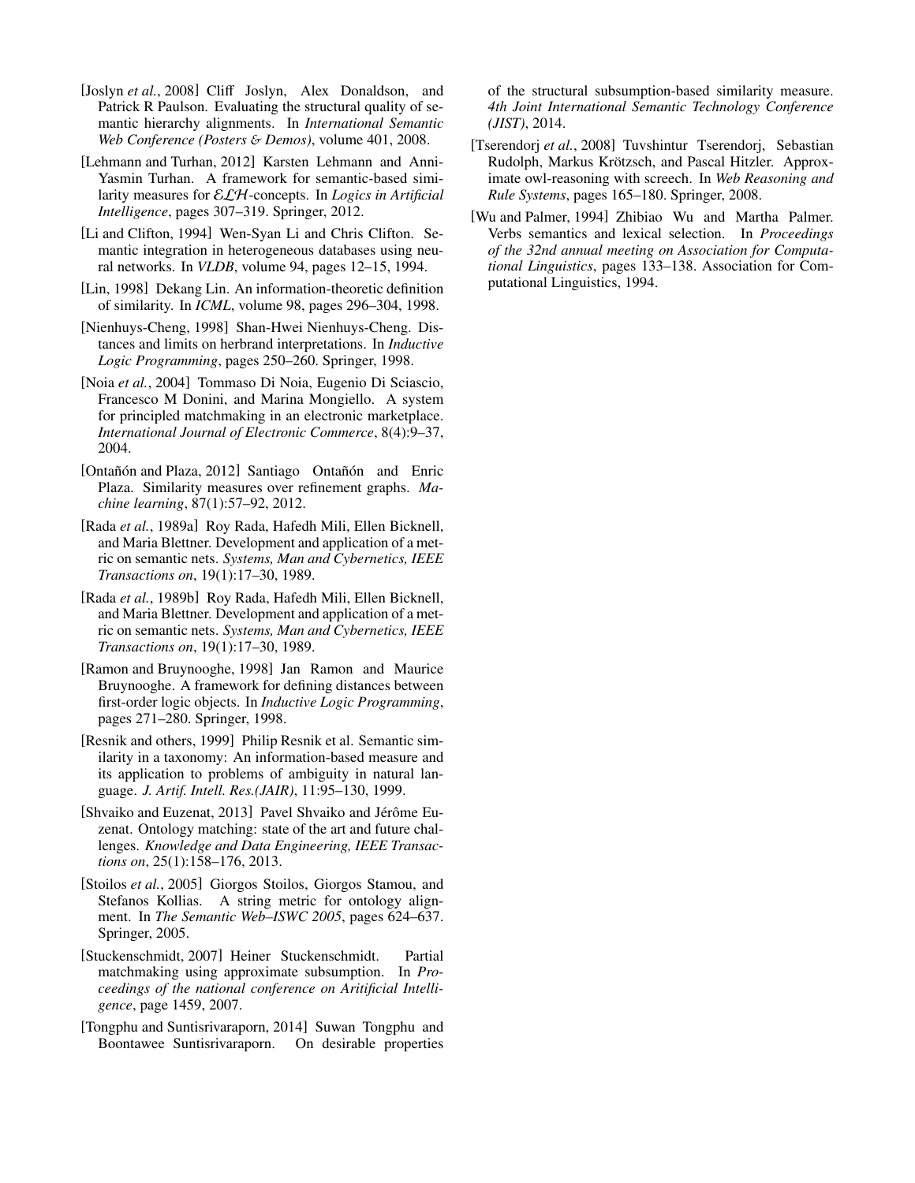[Joslyn *et al.*, 2008] Cliff Joslyn, Alex Donaldson, and Patrick R Paulson. Evaluating the structural quality of semantic hierarchy alignments. In *International Semantic Web Conference (Posters & Demos)*, volume 401, 2008.

[Lehmann and Turhan, 2012] Karsten Lehmann and Anni-Yasmin Turhan. A framework for semantic-based similarity measures for $\mathcal{ELH}$-concepts. In *Logics in Artificial Intelligence*, pages 307–319. Springer, 2012.

[Li and Clifton, 1994] Wen-Syan Li and Chris Clifton. Semantic integration in heterogeneous databases using neural networks. In *VLDB*, volume 94, pages 12–15, 1994.

[Lin, 1998] Dekang Lin. An information-theoretic definition of similarity. In *ICML*, volume 98, pages 296–304, 1998.

[Nienhuys-Cheng, 1998] Shan-Hwei Nienhuys-Cheng. Distances and limits on herbrand interpretations. In *Inductive Logic Programming*, pages 250–260. Springer, 1998.

[Noia *et al.*, 2004] Tommaso Di Noia, Eugenio Di Sciascio, Francesco M Donini, and Marina Mongiello. A system for principled matchmaking in an electronic marketplace. *International Journal of Electronic Commerce*, 8(4):9–37, 2004.

[Ontañón and Plaza, 2012] Santiago Ontañón and Enric Plaza. Similarity measures over refinement graphs. *Machine learning*, 87(1):57–92, 2012.

[Rada *et al.*, 1989a] Roy Rada, Hafedh Mili, Ellen Bicknell, and Maria Blettner. Development and application of a metric on semantic nets. *Systems, Man and Cybernetics, IEEE Transactions on*, 19(1):17–30, 1989.

[Rada *et al.*, 1989b] Roy Rada, Hafedh Mili, Ellen Bicknell, and Maria Blettner. Development and application of a metric on semantic nets. *Systems, Man and Cybernetics, IEEE Transactions on*, 19(1):17–30, 1989.

[Ramon and Bruynooghe, 1998] Jan Ramon and Maurice Bruynooghe. A framework for defining distances between first-order logic objects. In *Inductive Logic Programming*, pages 271–280. Springer, 1998.

[Resnik and others, 1999] Philip Resnik et al. Semantic similarity in a taxonomy: An information-based measure and its application to problems of ambiguity in natural language. *J. Artif. Intell. Res.(JAIR)*, 11:95–130, 1999.

[Shvaiko and Euzenat, 2013] Pavel Shvaiko and Jérôme Euzenat. Ontology matching: state of the art and future challenges. *Knowledge and Data Engineering, IEEE Transactions on*, 25(1):158–176, 2013.

[Stoilos *et al.*, 2005] Giorgos Stoilos, Giorgos Stamou, and Stefanos Kollias. A string metric for ontology alignment. In *The Semantic Web–ISWC 2005*, pages 624–637. Springer, 2005.

[Stuckenschmidt, 2007] Heiner Stuckenschmidt. Partial matchmaking using approximate subsumption. In *Proceedings of the national conference on Aritificial Intelligence*, page 1459, 2007.

[Tongphu and Suntisrivaraporn, 2014] Suwan Tongphu and Boontawee Suntisrivaraporn. On desirable properties of the structural subsumption-based similarity measure. *4th Joint International Semantic Technology Conference (JIST)*, 2014.

[Tserendorj *et al.*, 2008] Tuvshintur Tserendorj, Sebastian Rudolph, Markus Krötzsch, and Pascal Hitzler. Approximate owl-reasoning with screech. In *Web Reasoning and Rule Systems*, pages 165–180. Springer, 2008.

[Wu and Palmer, 1994] Zhibiao Wu and Martha Palmer. Verbs semantics and lexical selection. In *Proceedings of the 32nd annual meeting on Association for Computational Linguistics*, pages 133–138. Association for Computational Linguistics, 1994.